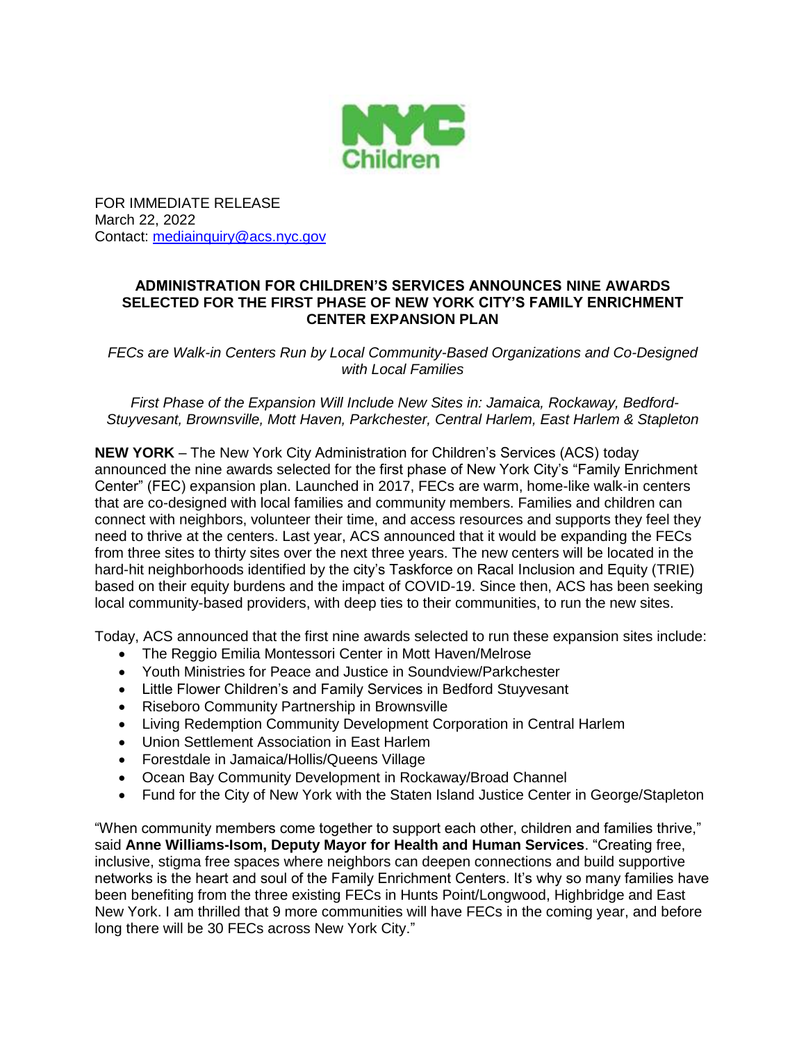FOR IMMEDIATE RELEASE
March 22, 2022
Contact: mediainquiry@acs.nyc.gov

# ADMINISTRATION FOR CHILDREN'S SERVICES ANNOUNCES NINE AWARDS SELECTED FOR THE FIRST PHASE OF NEW YORK CITY'S FAMILY ENRICHMENT CENTER EXPANSION PLAN

*FECs are Walk-in Centers Run by Local Community-Based Organizations and Co-Designed with Local Families*

*First Phase of the Expansion Will Include New Sites in: Jamaica, Rockaway, Bedford-Stuyvesant, Brownsville, Mott Haven, Parkchester, Central Harlem, East Harlem & Stapleton*

**NEW YORK** – The New York City Administration for Children's Services (ACS) today announced the nine awards selected for the first phase of New York City's "Family Enrichment Center" (FEC) expansion plan. Launched in 2017, FECs are warm, home-like walk-in centers that are co-designed with local families and community members. Families and children can connect with neighbors, volunteer their time, and access resources and supports they feel they need to thrive at the centers. Last year, ACS announced that it would be expanding the FECs from three sites to thirty sites over the next three years. The new centers will be located in the hard-hit neighborhoods identified by the city's Taskforce on Racal Inclusion and Equity (TRIE) based on their equity burdens and the impact of COVID-19. Since then, ACS has been seeking local community-based providers, with deep ties to their communities, to run the new sites.

Today, ACS announced that the first nine awards selected to run these expansion sites include:

- The Reggio Emilia Montessori Center in Mott Haven/Melrose
- Youth Ministries for Peace and Justice in Soundview/Parkchester
- Little Flower Children's and Family Services in Bedford Stuyvesant
- Riseboro Community Partnership in Brownsville
- Living Redemption Community Development Corporation in Central Harlem
- Union Settlement Association in East Harlem
- Forestdale in Jamaica/Hollis/Queens Village
- Ocean Bay Community Development in Rockaway/Broad Channel
- Fund for the City of New York with the Staten Island Justice Center in George/Stapleton

"When community members come together to support each other, children and families thrive," said **Anne Williams-Isom, Deputy Mayor for Health and Human Services**. "Creating free, inclusive, stigma free spaces where neighbors can deepen connections and build supportive networks is the heart and soul of the Family Enrichment Centers. It's why so many families have been benefiting from the three existing FECs in Hunts Point/Longwood, Highbridge and East New York. I am thrilled that 9 more communities will have FECs in the coming year, and before long there will be 30 FECs across New York City."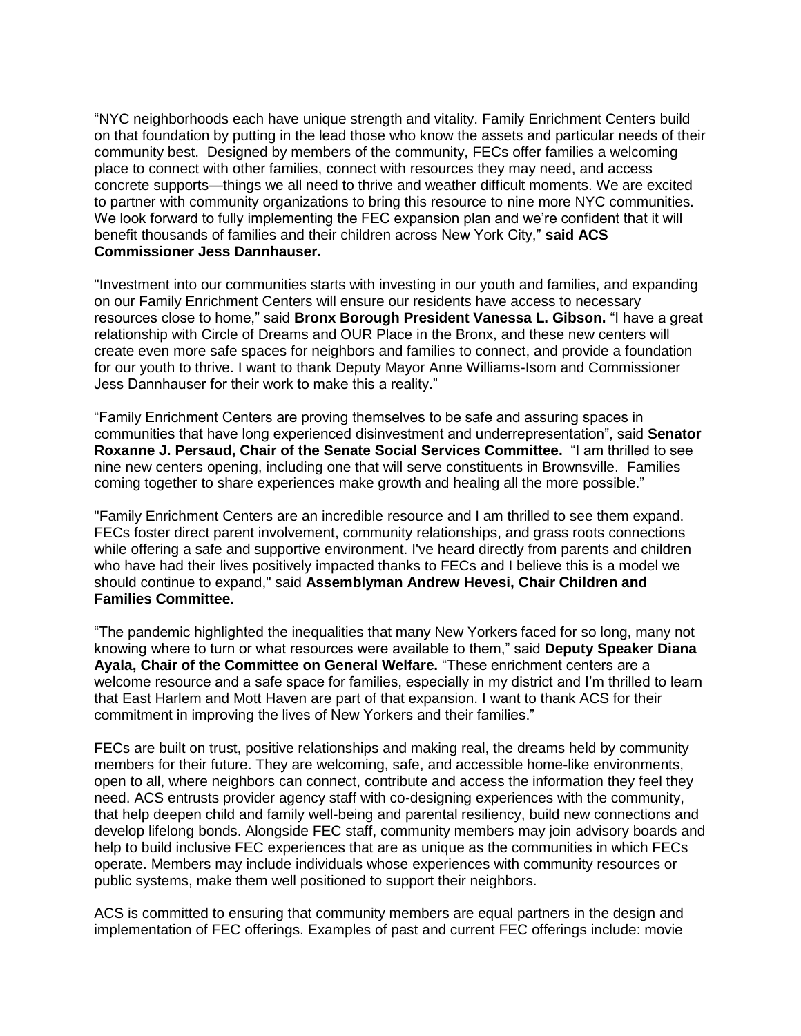"NYC neighborhoods each have unique strength and vitality. Family Enrichment Centers build on that foundation by putting in the lead those who know the assets and particular needs of their community best. Designed by members of the community, FECs offer families a welcoming place to connect with other families, connect with resources they may need, and access concrete supports—things we all need to thrive and weather difficult moments. We are excited to partner with community organizations to bring this resource to nine more NYC communities. We look forward to fully implementing the FEC expansion plan and we're confident that it will benefit thousands of families and their children across New York City," **said ACS Commissioner Jess Dannhauser.**

"Investment into our communities starts with investing in our youth and families, and expanding on our Family Enrichment Centers will ensure our residents have access to necessary resources close to home," said **Bronx Borough President Vanessa L. Gibson.** "I have a great relationship with Circle of Dreams and OUR Place in the Bronx, and these new centers will create even more safe spaces for neighbors and families to connect, and provide a foundation for our youth to thrive. I want to thank Deputy Mayor Anne Williams-Isom and Commissioner Jess Dannhauser for their work to make this a reality."

"Family Enrichment Centers are proving themselves to be safe and assuring spaces in communities that have long experienced disinvestment and underrepresentation", said **Senator Roxanne J. Persaud, Chair of the Senate Social Services Committee.** "I am thrilled to see nine new centers opening, including one that will serve constituents in Brownsville. Families coming together to share experiences make growth and healing all the more possible."

"Family Enrichment Centers are an incredible resource and I am thrilled to see them expand. FECs foster direct parent involvement, community relationships, and grass roots connections while offering a safe and supportive environment. I've heard directly from parents and children who have had their lives positively impacted thanks to FECs and I believe this is a model we should continue to expand," said **Assemblyman Andrew Hevesi, Chair Children and Families Committee.**

"The pandemic highlighted the inequalities that many New Yorkers faced for so long, many not knowing where to turn or what resources were available to them," said **Deputy Speaker Diana Ayala, Chair of the Committee on General Welfare.** "These enrichment centers are a welcome resource and a safe space for families, especially in my district and I'm thrilled to learn that East Harlem and Mott Haven are part of that expansion. I want to thank ACS for their commitment in improving the lives of New Yorkers and their families."

FECs are built on trust, positive relationships and making real, the dreams held by community members for their future. They are welcoming, safe, and accessible home-like environments, open to all, where neighbors can connect, contribute and access the information they feel they need. ACS entrusts provider agency staff with co-designing experiences with the community, that help deepen child and family well-being and parental resiliency, build new connections and develop lifelong bonds. Alongside FEC staff, community members may join advisory boards and help to build inclusive FEC experiences that are as unique as the communities in which FECs operate. Members may include individuals whose experiences with community resources or public systems, make them well positioned to support their neighbors.

ACS is committed to ensuring that community members are equal partners in the design and implementation of FEC offerings. Examples of past and current FEC offerings include: movie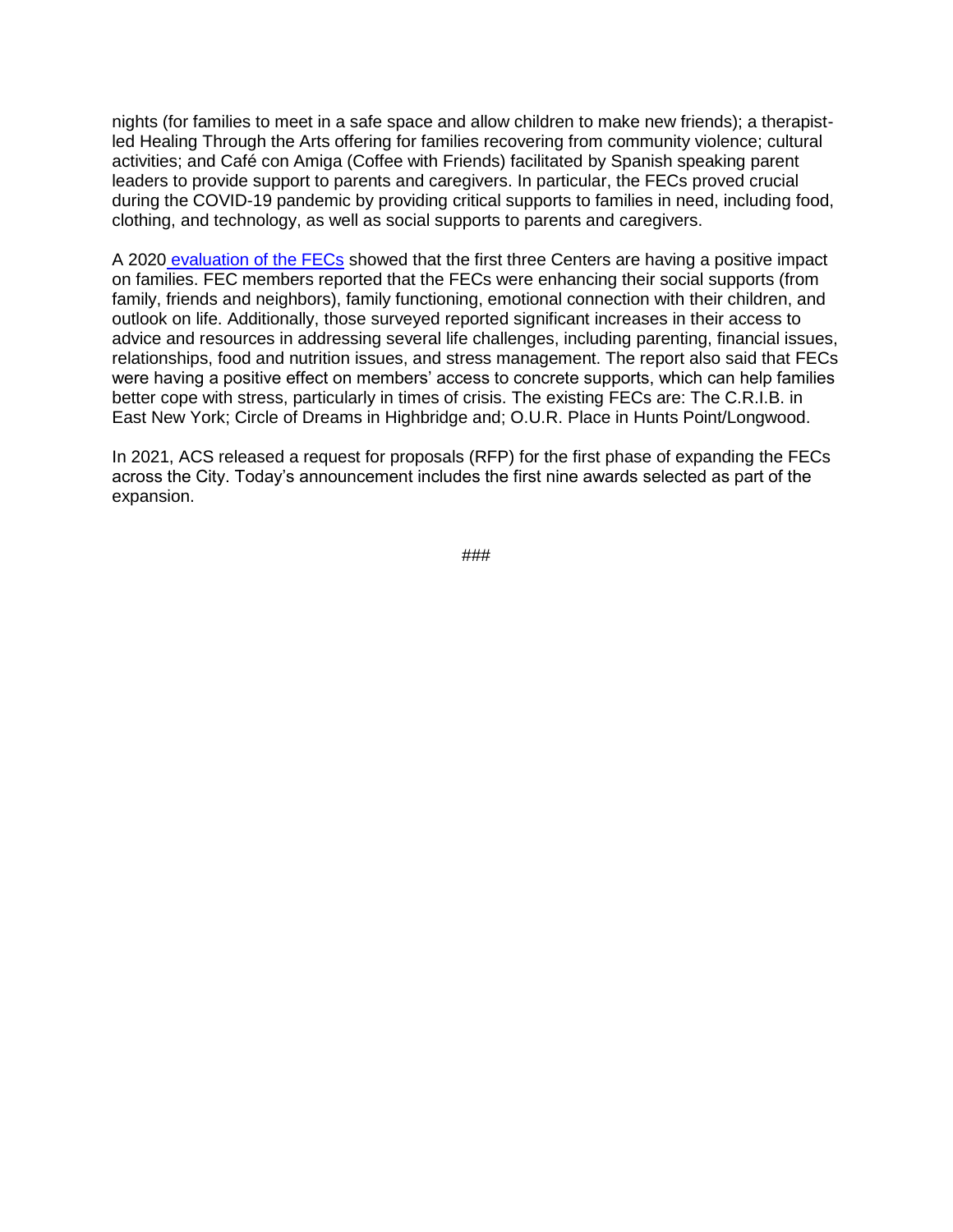nights (for families to meet in a safe space and allow children to make new friends); a therapist-led Healing Through the Arts offering for families recovering from community violence; cultural activities; and Café con Amiga (Coffee with Friends) facilitated by Spanish speaking parent leaders to provide support to parents and caregivers. In particular, the FECs proved crucial during the COVID-19 pandemic by providing critical supports to families in need, including food, clothing, and technology, as well as social supports to parents and caregivers.

A 2020 evaluation of the FECs showed that the first three Centers are having a positive impact on families. FEC members reported that the FECs were enhancing their social supports (from family, friends and neighbors), family functioning, emotional connection with their children, and outlook on life. Additionally, those surveyed reported significant increases in their access to advice and resources in addressing several life challenges, including parenting, financial issues, relationships, food and nutrition issues, and stress management. The report also said that FECs were having a positive effect on members' access to concrete supports, which can help families better cope with stress, particularly in times of crisis. The existing FECs are: The C.R.I.B. in East New York; Circle of Dreams in Highbridge and; O.U.R. Place in Hunts Point/Longwood.

In 2021, ACS released a request for proposals (RFP) for the first phase of expanding the FECs across the City. Today's announcement includes the first nine awards selected as part of the expansion.

###